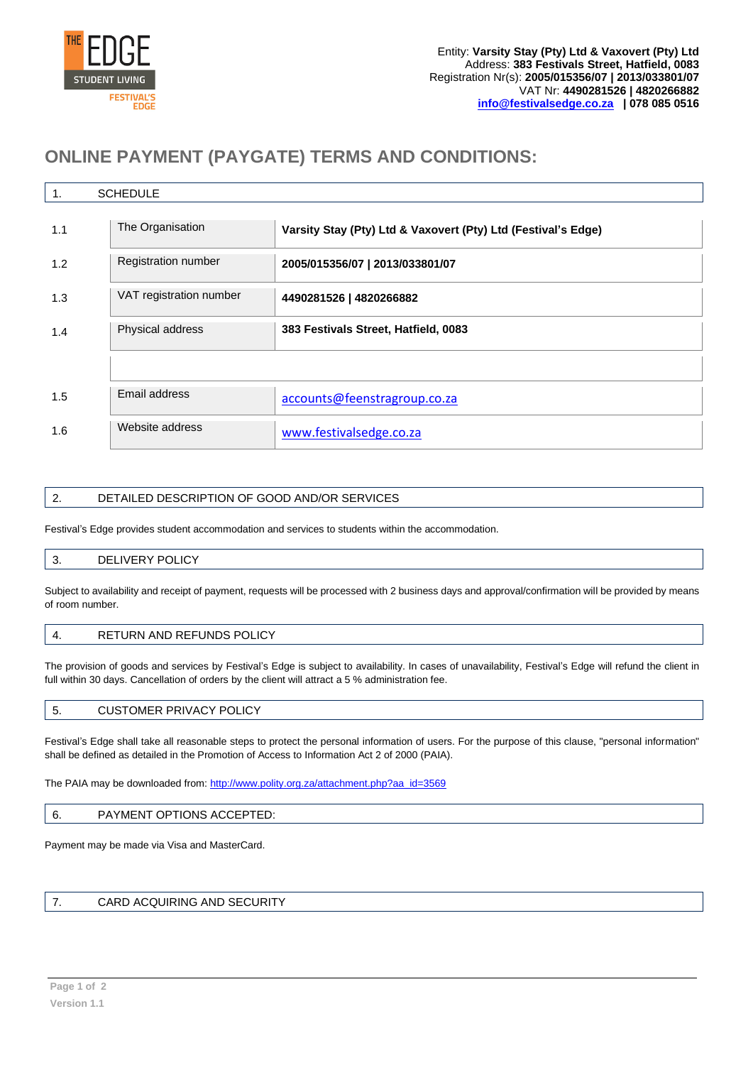Entity: **Varsity Stay (Pty) Ltd & Vaxovert (Pty) Ltd**
Address: **383 Festivals Street, Hatfield, 0083**
Registration Nr(s): **2005/015356/07 | 2013/033801/07**
VAT Nr: **4490281526 | 4820266882**
**info@festivalsedge.co.za | 078 085 0516**

# ONLINE PAYMENT (PAYGATE) TERMS AND CONDITIONS:

## 1. SCHEDULE

| | | |
|---|---|---|
| 1.1 | The Organisation | **Varsity Stay (Pty) Ltd & Vaxovert (Pty) Ltd (Festival's Edge)** |
| 1.2 | Registration number | **2005/015356/07 \| 2013/033801/07** |
| 1.3 | VAT registration number | **4490281526 \| 4820266882** |
| 1.4 | Physical address | **383 Festivals Street, Hatfield, 0083** |
| | | |
| 1.5 | Email address | accounts@feenstragroup.co.za |
| 1.6 | Website address | www.festivalsedge.co.za |

## 2. DETAILED DESCRIPTION OF GOOD AND/OR SERVICES

Festival's Edge provides student accommodation and services to students within the accommodation.

## 3. DELIVERY POLICY

Subject to availability and receipt of payment, requests will be processed with 2 business days and approval/confirmation will be provided by means of room number.

## 4. RETURN AND REFUNDS POLICY

The provision of goods and services by Festival's Edge is subject to availability. In cases of unavailability, Festival's Edge will refund the client in full within 30 days. Cancellation of orders by the client will attract a 5 % administration fee.

## 5. CUSTOMER PRIVACY POLICY

Festival's Edge shall take all reasonable steps to protect the personal information of users. For the purpose of this clause, "personal information" shall be defined as detailed in the Promotion of Access to Information Act 2 of 2000 (PAIA).

The PAIA may be downloaded from: http://www.polity.org.za/attachment.php?aa_id=3569

## 6. PAYMENT OPTIONS ACCEPTED:

Payment may be made via Visa and MasterCard.

## 7. CARD ACQUIRING AND SECURITY

Version 1.1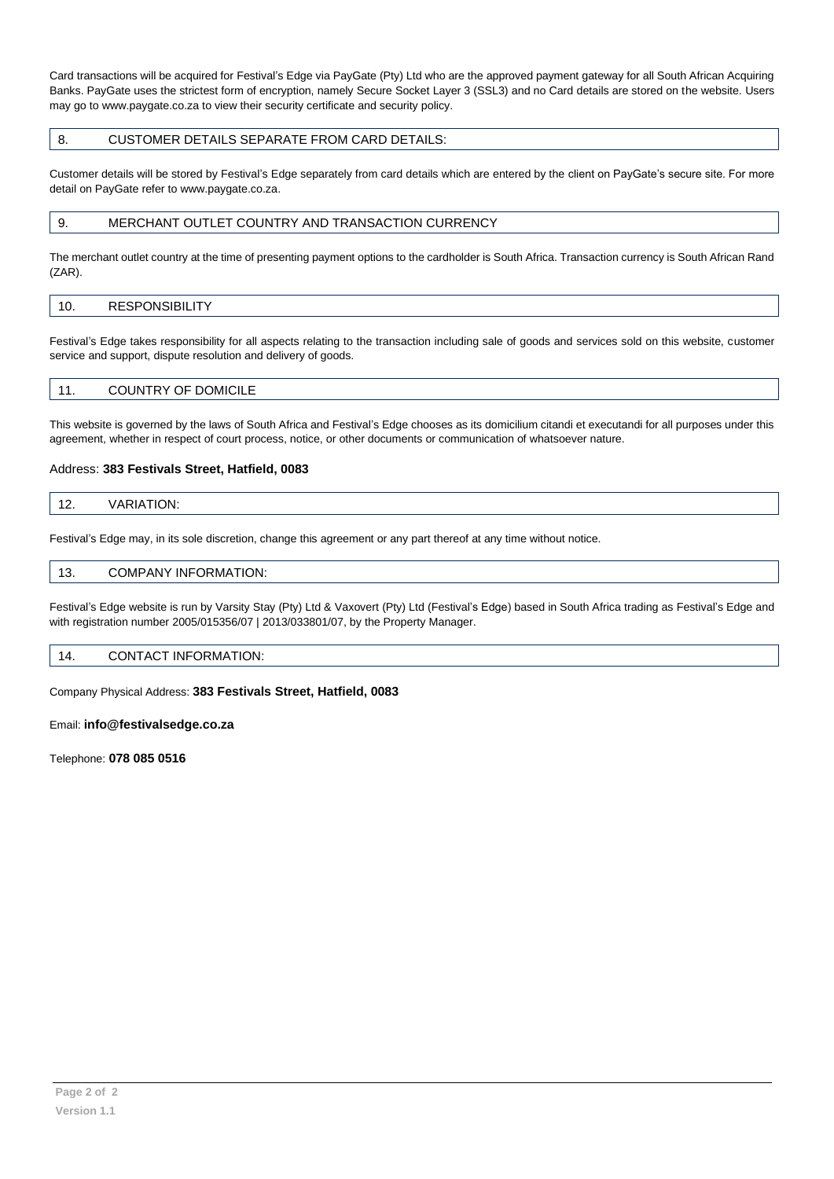Card transactions will be acquired for Festival's Edge via PayGate (Pty) Ltd who are the approved payment gateway for all South African Acquiring Banks. PayGate uses the strictest form of encryption, namely Secure Socket Layer 3 (SSL3) and no Card details are stored on the website. Users may go to www.paygate.co.za to view their security certificate and security policy.

## 8. CUSTOMER DETAILS SEPARATE FROM CARD DETAILS:

Customer details will be stored by Festival's Edge separately from card details which are entered by the client on PayGate's secure site. For more detail on PayGate refer to www.paygate.co.za.

## 9. MERCHANT OUTLET COUNTRY AND TRANSACTION CURRENCY

The merchant outlet country at the time of presenting payment options to the cardholder is South Africa. Transaction currency is South African Rand (ZAR).

## 10. RESPONSIBILITY

Festival's Edge takes responsibility for all aspects relating to the transaction including sale of goods and services sold on this website, customer service and support, dispute resolution and delivery of goods.

## 11. COUNTRY OF DOMICILE

This website is governed by the laws of South Africa and Festival's Edge chooses as its domicilium citandi et executandi for all purposes under this agreement, whether in respect of court process, notice, or other documents or communication of whatsoever nature.

Address: **383 Festivals Street, Hatfield, 0083**

## 12. VARIATION:

Festival's Edge may, in its sole discretion, change this agreement or any part thereof at any time without notice.

## 13. COMPANY INFORMATION:

Festival's Edge website is run by Varsity Stay (Pty) Ltd & Vaxovert (Pty) Ltd (Festival's Edge) based in South Africa trading as Festival's Edge and with registration number 2005/015356/07 | 2013/033801/07, by the Property Manager.

## 14. CONTACT INFORMATION:

Company Physical Address: **383 Festivals Street, Hatfield, 0083**

Email: **info@festivalsedge.co.za**

Telephone: **078 085 0516**

**Version 1.1**